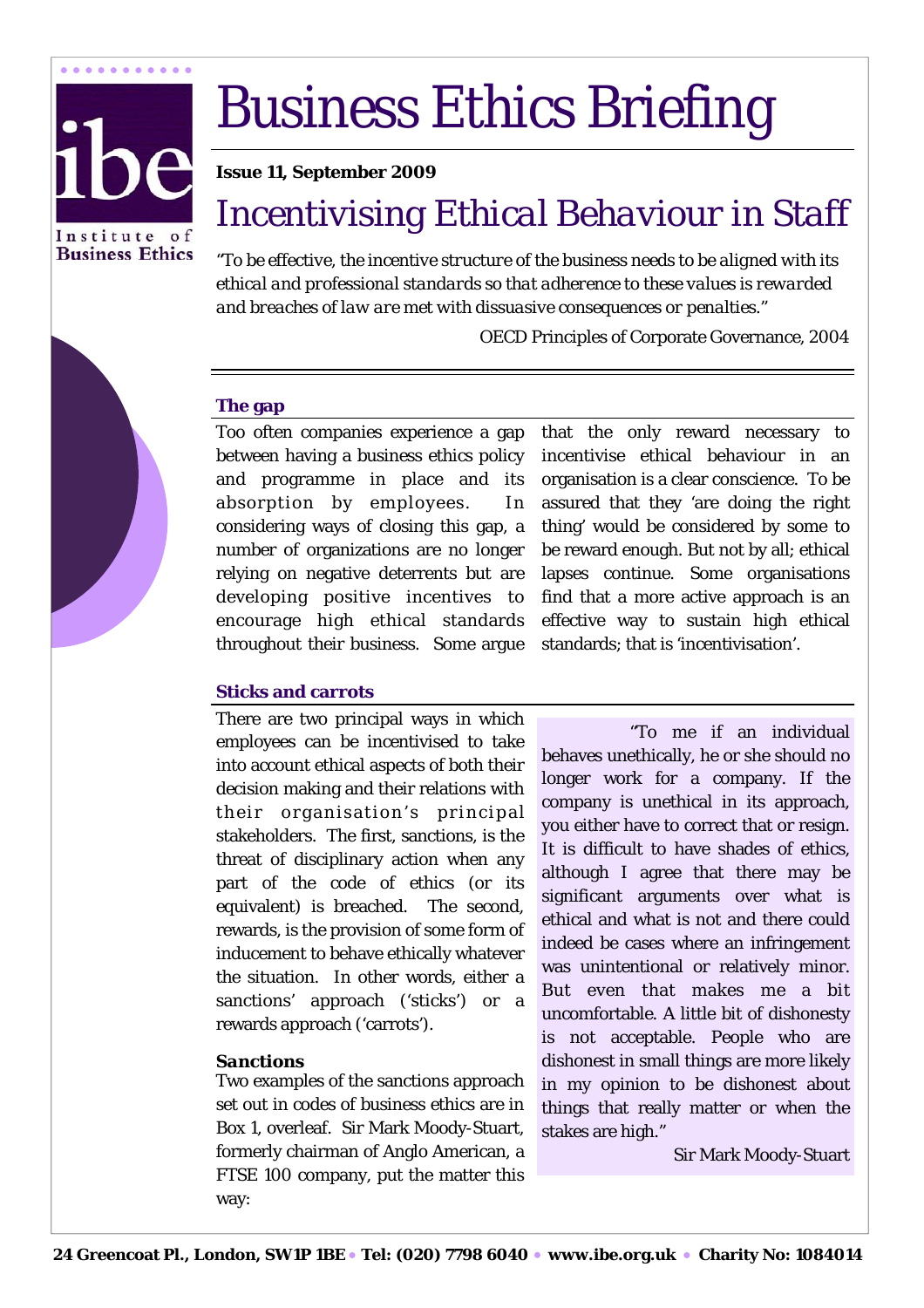# Business Ethics Briefing

**Issue 11, September 2009**

## Incentivising Ethical Behaviour in Staff

*"To be effective, the incentive structure of the business needs to be aligned with its ethical and professional standards so that adherence to these values is rewarded and breaches of law are met with dissuasive consequences or penalties."*

OECD Principles of Corporate Governance, 2004

### The gap

Too often companies experience a gap between having a business ethics policy and programme in place and its absorption by employees. In considering ways of closing this gap, a number of organizations are no longer relying on negative deterrents but are developing positive incentives to encourage high ethical standards throughout their business. Some argue that the only reward necessary to incentivise ethical behaviour in an organisation is a clear conscience. To be assured that they 'are doing the right thing' would be considered by some to be reward enough. But not by all; ethical lapses continue. Some organisations find that a more active approach is an effective way to sustain high ethical standards; that is 'incentivisation'.

### Sticks and carrots

There are two principal ways in which employees can be incentivised to take into account ethical aspects of both their decision making and their relations with their organisation's principal stakeholders. The first, sanctions, is the threat of disciplinary action when any part of the code of ethics (or its equivalent) is breached. The second, rewards, is the provision of some form of inducement to behave ethically whatever the situation. In other words, either a sanctions' approach ('sticks') or a rewards approach ('carrots').

#### Sanctions

Two examples of the sanctions approach set out in codes of business ethics are in Box 1, overleaf. Sir Mark Moody-Stuart, formerly chairman of Anglo American, a FTSE 100 company, put the matter this way:

> "To me if an individual behaves unethically, he or she should no longer work for a company. If the company is unethical in its approach, you either have to correct that or resign. It is difficult to have shades of ethics, although I agree that there may be significant arguments over what is ethical and what is not and there could indeed be cases where an infringement was unintentional or relatively minor. But even that makes me a bit uncomfortable. A little bit of dishonesty is not acceptable. People who are dishonest in small things are more likely in my opinion to be dishonest about things that really matter or when the stakes are high."
>
> Sir Mark Moody-Stuart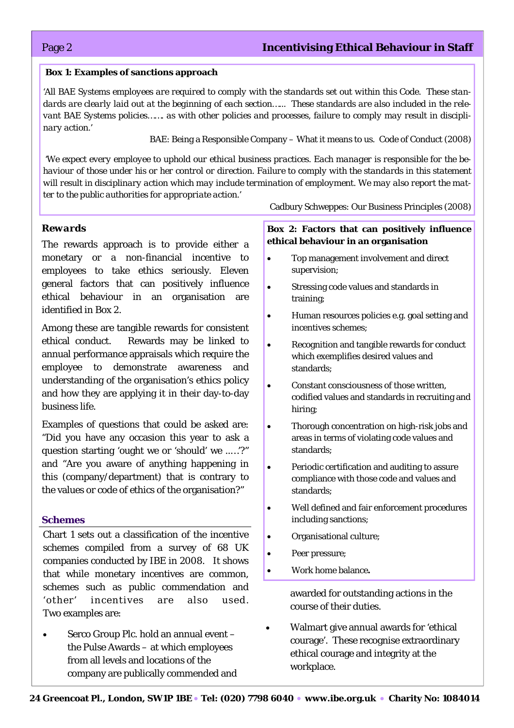**Box 1: Examples of sanctions approach**

*'All BAE Systems employees are required to comply with the standards set out within this Code. These standards are clearly laid out at the beginning of each section….. These standards are also included in the relevant BAE Systems policies…… as with other policies and processes, failure to comply may result in disciplinary action.'*

BAE: Being a Responsible Company – What it means to us. Code of Conduct (2008)

*'We expect every employee to uphold our ethical business practices. Each manager is responsible for the behaviour of those under his or her control or direction. Failure to comply with the standards in this statement will result in disciplinary action which may include termination of employment. We may also report the matter to the public authorities for appropriate action.'*

Cadbury Schweppes: Our Business Principles (2008)

### *Rewards*

The rewards approach is to provide either a monetary or a non-financial incentive to employees to take ethics seriously. Eleven general factors that can positively influence ethical behaviour in an organisation are identified in Box 2.

Among these are tangible rewards for consistent ethical conduct. Rewards may be linked to annual performance appraisals which require the employee to demonstrate awareness and understanding of the organisation's ethics policy and how they are applying it in their day-to-day business life.

Examples of questions that could be asked are: "Did you have any occasion this year to ask a question starting 'ought we or 'should' we …..'?" and "Are you aware of anything happening in this (company/department) that is contrary to the values or code of ethics of the organisation?"

**Box 2: Factors that can positively influence ethical behaviour in an organisation**

- Top management involvement and direct supervision;
- Stressing code values and standards in training;
- Human resources policies e.g. goal setting and incentives schemes;
- Recognition and tangible rewards for conduct which exemplifies desired values and standards;
- Constant consciousness of those written, codified values and standards in recruiting and hiring;
- Thorough concentration on high-risk jobs and areas in terms of violating code values and standards;
- Periodic certification and auditing to assure compliance with those code and values and standards;
- Well defined and fair enforcement procedures including sanctions;
- Organisational culture;
- Peer pressure;
- Work home balance**.**

### Schemes

Chart 1 sets out a classification of the incentive schemes compiled from a survey of 68 UK companies conducted by IBE in 2008. It shows that while monetary incentives are common, schemes such as public commendation and 'other' incentives are also used. Two examples are:

- Serco Group Plc. hold an annual event – the Pulse Awards – at which employees from all levels and locations of the company are publically commended and awarded for outstanding actions in the course of their duties.
- Walmart give annual awards for 'ethical courage'. These recognise extraordinary ethical courage and integrity at the workplace.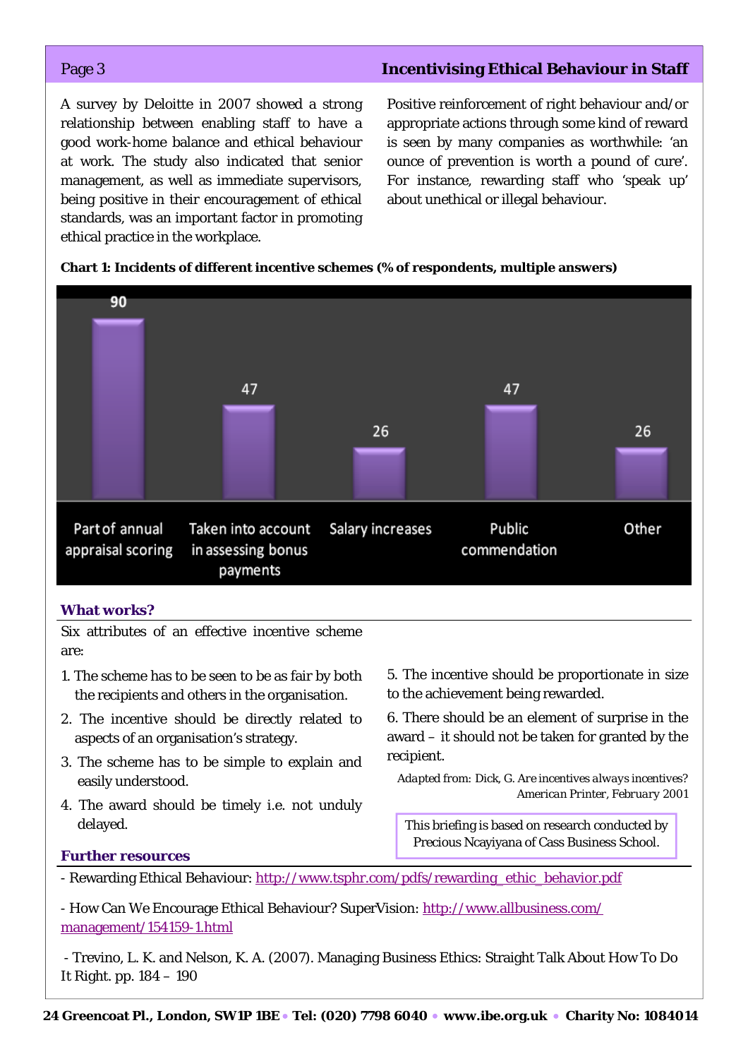A survey by Deloitte in 2007 showed a strong relationship between enabling staff to have a good work-home balance and ethical behaviour at work. The study also indicated that senior management, as well as immediate supervisors, being positive in their encouragement of ethical standards, was an important factor in promoting ethical practice in the workplace.

Positive reinforcement of right behaviour and/or appropriate actions through some kind of reward is seen by many companies as worthwhile: 'an ounce of prevention is worth a pound of cure'. For instance, rewarding staff who 'speak up' about unethical or illegal behaviour.

**Chart 1: Incidents of different incentive schemes (% of respondents, multiple answers)**

90
Part of annual appraisal scoring

47
Taken into account in assessing bonus payments

26
Salary increases

47
Public commendation

26
Other

### What works?

Six attributes of an effective incentive scheme are:

1. The scheme has to be seen to be as fair by both the recipients and others in the organisation.
2. The incentive should be directly related to aspects of an organisation's strategy.
3. The scheme has to be simple to explain and easily understood.
4. The award should be timely i.e. not unduly delayed.
5. The incentive should be proportionate in size to the achievement being rewarded.
6. There should be an element of surprise in the award – it should not be taken for granted by the recipient.

*Adapted from: Dick, G. Are incentives always incentives? American Printer, February 2001*

This briefing is based on research conducted by Precious Ncayiyana of Cass Business School.

### Further resources

- Rewarding Ethical Behaviour: http://www.tsphr.com/pdfs/rewarding_ethic_behavior.pdf

- How Can We Encourage Ethical Behaviour? SuperVision: http://www.allbusiness.com/management/154159-1.html

- Trevino, L. K. and Nelson, K. A. (2007). Managing Business Ethics: Straight Talk About How To Do It Right. pp. 184 – 190

**24 Greencoat Pl., London, SW1P 1BE • Tel: (020) 7798 6040 • www.ibe.org.uk • Charity No: 1084014**